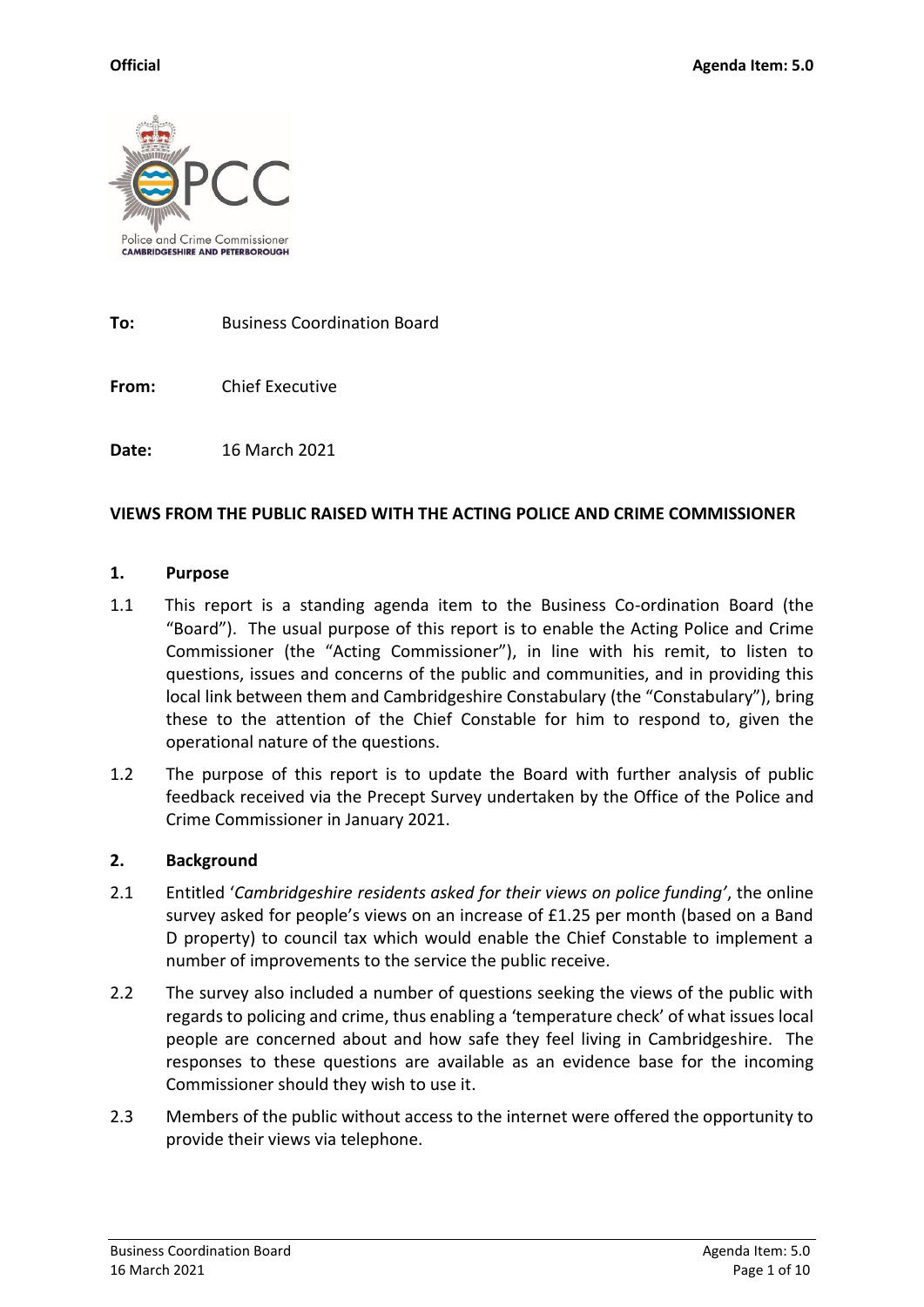**Official** **Agenda Item: 5.0**

Police and Crime Commissioner
CAMBRIDGESHIRE AND PETERBOROUGH

**To:** Business Coordination Board

**From:** Chief Executive

**Date:** 16 March 2021

**VIEWS FROM THE PUBLIC RAISED WITH THE ACTING POLICE AND CRIME COMMISSIONER**

## 1. Purpose

1.1 This report is a standing agenda item to the Business Co-ordination Board (the "Board"). The usual purpose of this report is to enable the Acting Police and Crime Commissioner (the "Acting Commissioner"), in line with his remit, to listen to questions, issues and concerns of the public and communities, and in providing this local link between them and Cambridgeshire Constabulary (the "Constabulary"), bring these to the attention of the Chief Constable for him to respond to, given the operational nature of the questions.

1.2 The purpose of this report is to update the Board with further analysis of public feedback received via the Precept Survey undertaken by the Office of the Police and Crime Commissioner in January 2021.

## 2. Background

2.1 Entitled '*Cambridgeshire residents asked for their views on police funding'*, the online survey asked for people's views on an increase of £1.25 per month (based on a Band D property) to council tax which would enable the Chief Constable to implement a number of improvements to the service the public receive.

2.2 The survey also included a number of questions seeking the views of the public with regards to policing and crime, thus enabling a 'temperature check' of what issues local people are concerned about and how safe they feel living in Cambridgeshire. The responses to these questions are available as an evidence base for the incoming Commissioner should they wish to use it.

2.3 Members of the public without access to the internet were offered the opportunity to provide their views via telephone.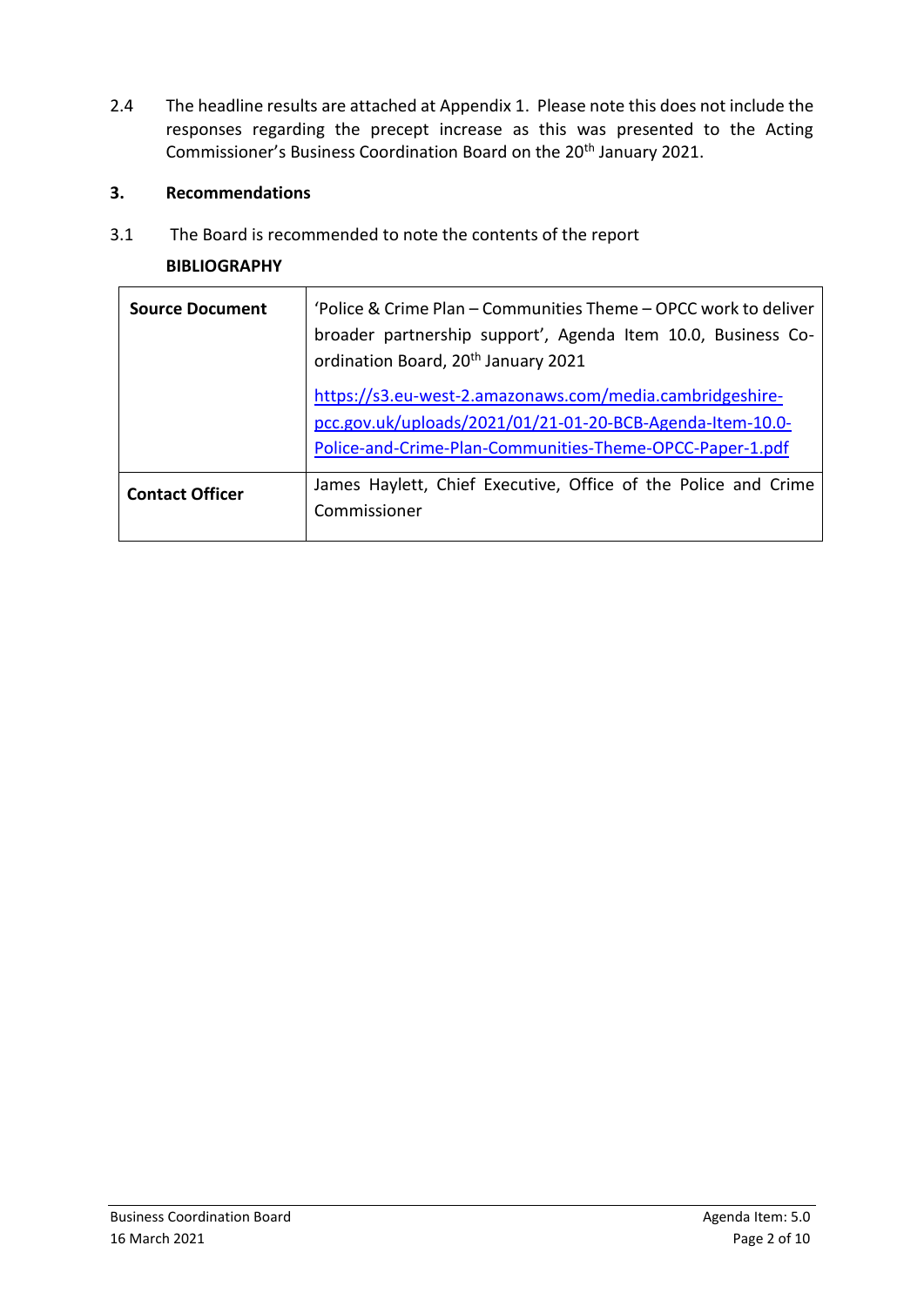2.4 The headline results are attached at Appendix 1. Please note this does not include the responses regarding the precept increase as this was presented to the Acting Commissioner's Business Coordination Board on the 20th January 2021.

## 3. Recommendations

3.1 The Board is recommended to note the contents of the report

**BIBLIOGRAPHY**

| | |
|---|---|
| **Source Document** | 'Police & Crime Plan – Communities Theme – OPCC work to deliver broader partnership support', Agenda Item 10.0, Business Co-ordination Board, 20th January 2021<br><br>https://s3.eu-west-2.amazonaws.com/media.cambridgeshire-pcc.gov.uk/uploads/2021/01/21-01-20-BCB-Agenda-Item-10.0-Police-and-Crime-Plan-Communities-Theme-OPCC-Paper-1.pdf |
| **Contact Officer** | James Haylett, Chief Executive, Office of the Police and Crime Commissioner |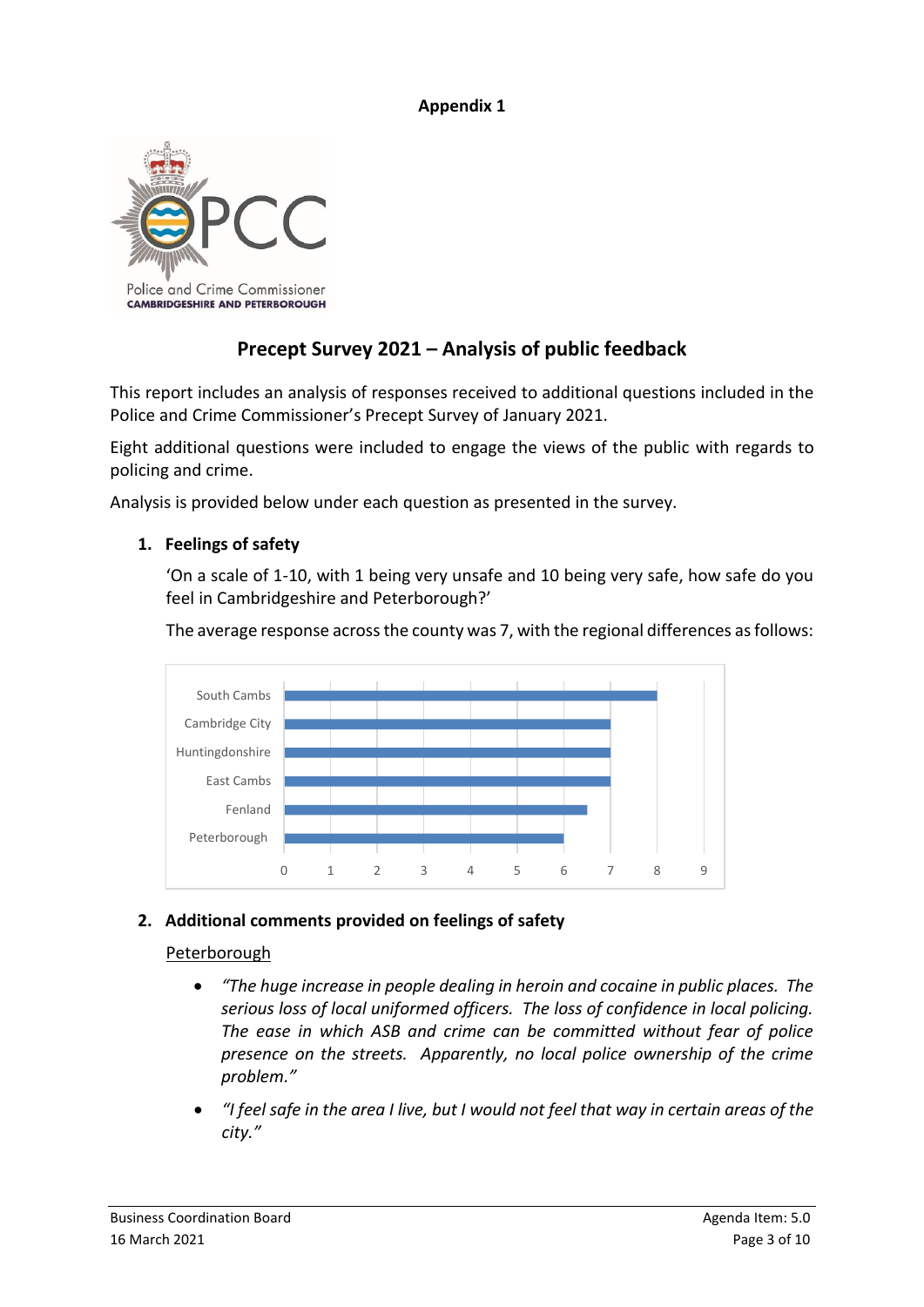**Appendix 1**

Police and Crime Commissioner
CAMBRIDGESHIRE AND PETERBOROUGH

# Precept Survey 2021 – Analysis of public feedback

This report includes an analysis of responses received to additional questions included in the Police and Crime Commissioner's Precept Survey of January 2021.

Eight additional questions were included to engage the views of the public with regards to policing and crime.

Analysis is provided below under each question as presented in the survey.

## 1. Feelings of safety

'On a scale of 1-10, with 1 being very unsafe and 10 being very safe, how safe do you feel in Cambridgeshire and Peterborough?'

The average response across the county was 7, with the regional differences as follows:

| Area | Average response |
| --- | --- |
| South Cambs | 8 |
| Cambridge City | 7 |
| Huntingdonshire | 7 |
| East Cambs | 7 |
| Fenland | 6.5 |
| Peterborough | 6 |

## 2. Additional comments provided on feelings of safety

Peterborough

- *"The huge increase in people dealing in heroin and cocaine in public places. The serious loss of local uniformed officers. The loss of confidence in local policing. The ease in which ASB and crime can be committed without fear of police presence on the streets. Apparently, no local police ownership of the crime problem."*
- *"I feel safe in the area I live, but I would not feel that way in certain areas of the city."*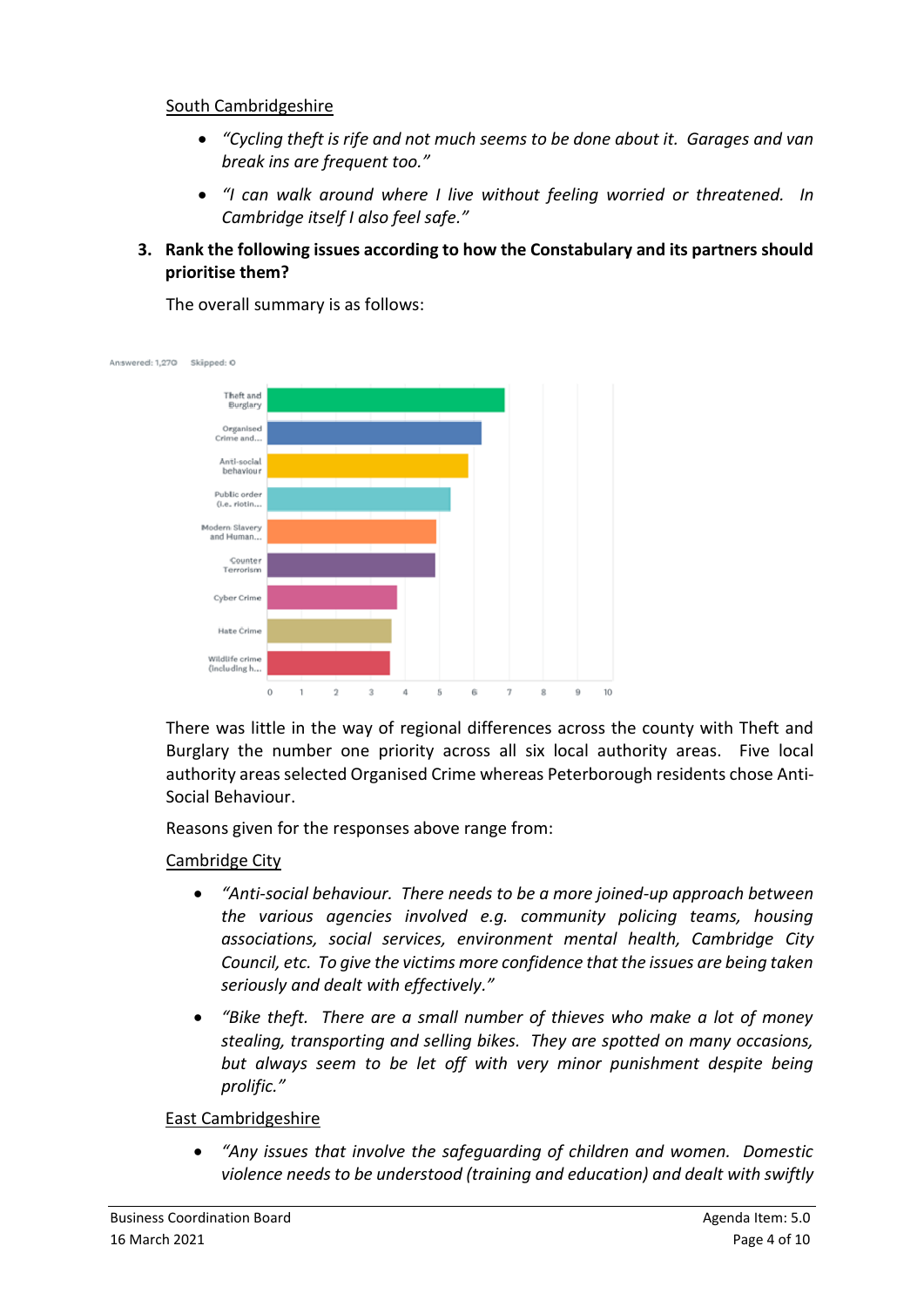South Cambridgeshire

- *"Cycling theft is rife and not much seems to be done about it. Garages and van break ins are frequent too."*
- *"I can walk around where I live without feeling worried or threatened. In Cambridge itself I also feel safe."*

3. **Rank the following issues according to how the Constabulary and its partners should prioritise them?**

The overall summary is as follows:

Answered: 1,270 Skipped: 0

- Theft and Burglary
- Organised Crime and...
- Anti-social behaviour
- Public order (i.e. riotin...
- Modern Slavery and Human...
- Counter Terrorism
- Cyber Crime
- Hate Crime
- Wildlife crime (including h...

There was little in the way of regional differences across the county with Theft and Burglary the number one priority across all six local authority areas. Five local authority areas selected Organised Crime whereas Peterborough residents chose Anti-Social Behaviour.

Reasons given for the responses above range from:

Cambridge City

- *"Anti-social behaviour. There needs to be a more joined-up approach between the various agencies involved e.g. community policing teams, housing associations, social services, environment mental health, Cambridge City Council, etc. To give the victims more confidence that the issues are being taken seriously and dealt with effectively."*
- *"Bike theft. There are a small number of thieves who make a lot of money stealing, transporting and selling bikes. They are spotted on many occasions, but always seem to be let off with very minor punishment despite being prolific."*

East Cambridgeshire

- *"Any issues that involve the safeguarding of children and women. Domestic violence needs to be understood (training and education) and dealt with swiftly*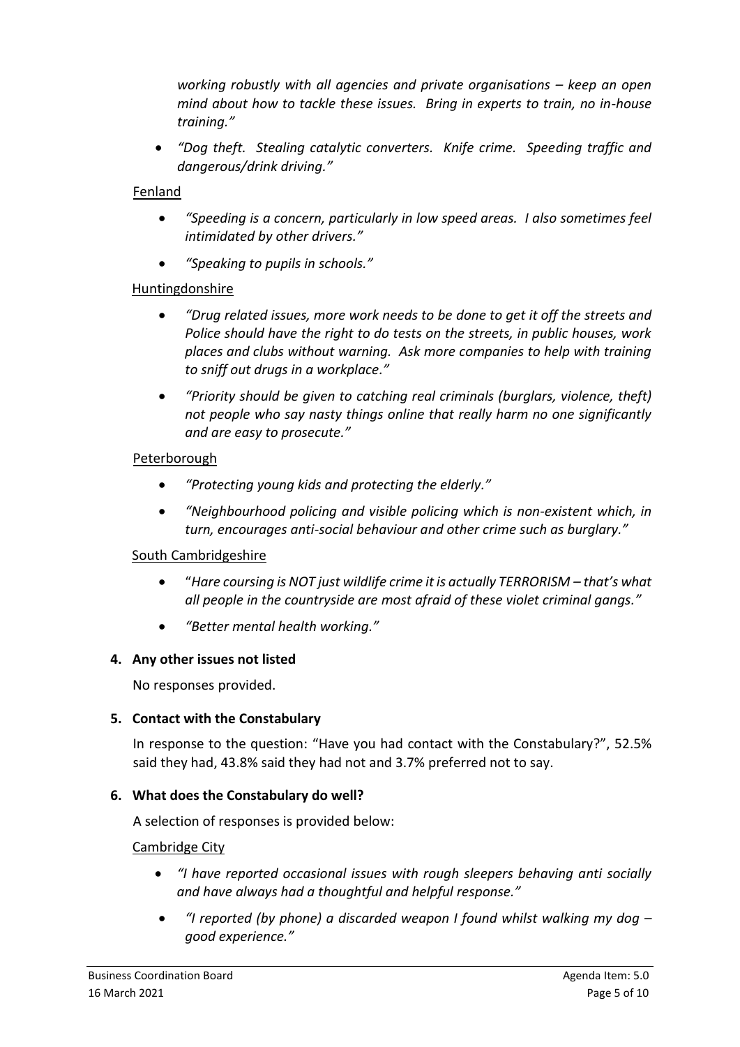*working robustly with all agencies and private organisations – keep an open mind about how to tackle these issues. Bring in experts to train, no in-house training."*

- *"Dog theft. Stealing catalytic converters. Knife crime. Speeding traffic and dangerous/drink driving."*

Fenland

- *"Speeding is a concern, particularly in low speed areas. I also sometimes feel intimidated by other drivers."*
- *"Speaking to pupils in schools."*

Huntingdonshire

- *"Drug related issues, more work needs to be done to get it off the streets and Police should have the right to do tests on the streets, in public houses, work places and clubs without warning. Ask more companies to help with training to sniff out drugs in a workplace."*
- *"Priority should be given to catching real criminals (burglars, violence, theft) not people who say nasty things online that really harm no one significantly and are easy to prosecute."*

Peterborough

- *"Protecting young kids and protecting the elderly."*
- *"Neighbourhood policing and visible policing which is non-existent which, in turn, encourages anti-social behaviour and other crime such as burglary."*

South Cambridgeshire

- "*Hare coursing is NOT just wildlife crime it is actually TERRORISM – that's what all people in the countryside are most afraid of these violet criminal gangs."*
- *"Better mental health working."*

**4. Any other issues not listed**

No responses provided.

**5. Contact with the Constabulary**

In response to the question: "Have you had contact with the Constabulary?", 52.5% said they had, 43.8% said they had not and 3.7% preferred not to say.

**6. What does the Constabulary do well?**

A selection of responses is provided below:

Cambridge City

- *"I have reported occasional issues with rough sleepers behaving anti socially and have always had a thoughtful and helpful response."*
- *"I reported (by phone) a discarded weapon I found whilst walking my dog – good experience."*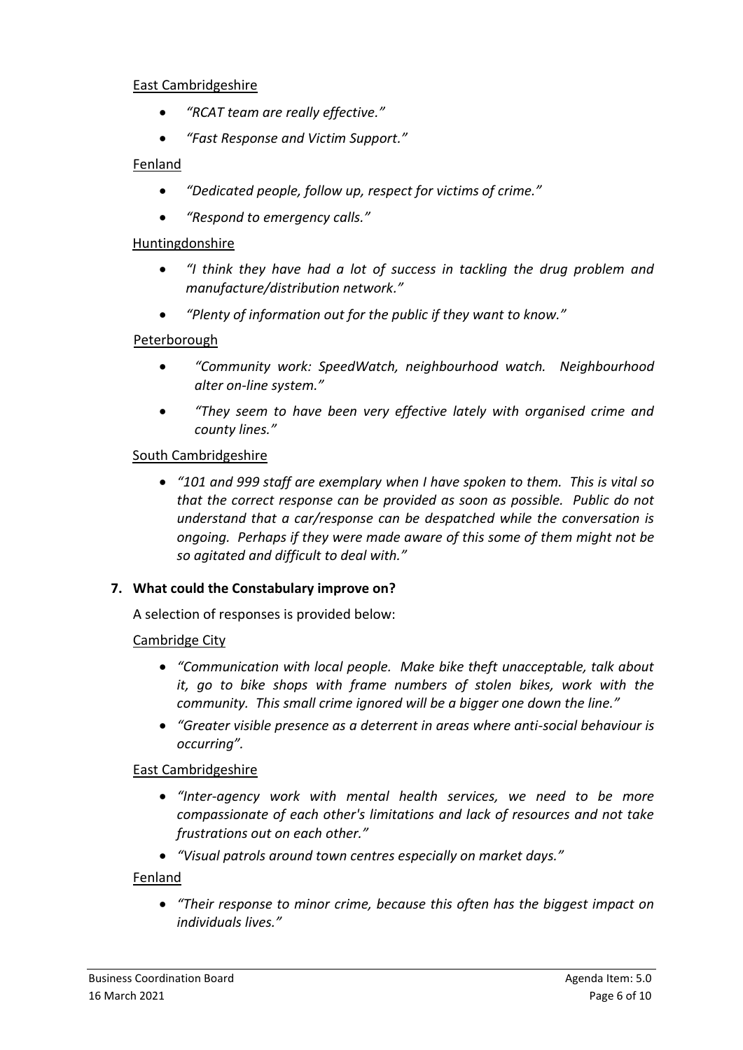East Cambridgeshire

- *"RCAT team are really effective."*
- *"Fast Response and Victim Support."*

Fenland

- *"Dedicated people, follow up, respect for victims of crime."*
- *"Respond to emergency calls."*

Huntingdonshire

- *"I think they have had a lot of success in tackling the drug problem and manufacture/distribution network."*
- *"Plenty of information out for the public if they want to know."*

Peterborough

- *"Community work: SpeedWatch, neighbourhood watch. Neighbourhood alter on-line system."*
- *"They seem to have been very effective lately with organised crime and county lines."*

South Cambridgeshire

- *"101 and 999 staff are exemplary when I have spoken to them. This is vital so that the correct response can be provided as soon as possible. Public do not understand that a car/response can be despatched while the conversation is ongoing. Perhaps if they were made aware of this some of them might not be so agitated and difficult to deal with."*

**7. What could the Constabulary improve on?**

A selection of responses is provided below:

Cambridge City

- *"Communication with local people. Make bike theft unacceptable, talk about it, go to bike shops with frame numbers of stolen bikes, work with the community. This small crime ignored will be a bigger one down the line."*
- *"Greater visible presence as a deterrent in areas where anti-social behaviour is occurring".*

East Cambridgeshire

- *"Inter-agency work with mental health services, we need to be more compassionate of each other's limitations and lack of resources and not take frustrations out on each other."*
- *"Visual patrols around town centres especially on market days."*

Fenland

- *"Their response to minor crime, because this often has the biggest impact on individuals lives."*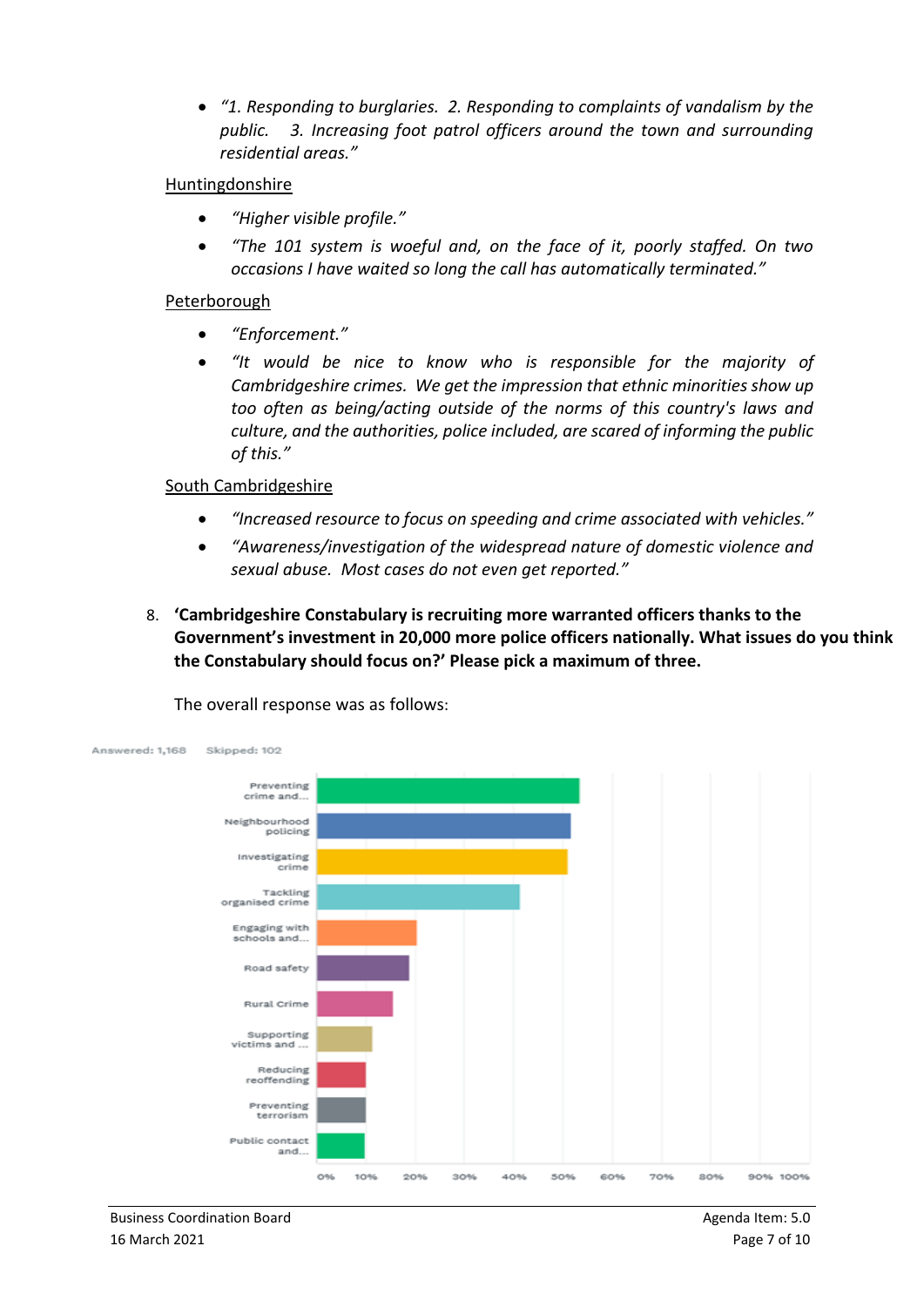- *"1. Responding to burglaries. 2. Responding to complaints of vandalism by the public. 3. Increasing foot patrol officers around the town and surrounding residential areas."*

Huntingdonshire

- *"Higher visible profile."*
- *"The 101 system is woeful and, on the face of it, poorly staffed. On two occasions I have waited so long the call has automatically terminated."*

Peterborough

- *"Enforcement."*
- *"It would be nice to know who is responsible for the majority of Cambridgeshire crimes. We get the impression that ethnic minorities show up too often as being/acting outside of the norms of this country's laws and culture, and the authorities, police included, are scared of informing the public of this."*

South Cambridgeshire

- *"Increased resource to focus on speeding and crime associated with vehicles."*
- *"Awareness/investigation of the widespread nature of domestic violence and sexual abuse. Most cases do not even get reported."*

8. **'Cambridgeshire Constabulary is recruiting more warranted officers thanks to the Government's investment in 20,000 more police officers nationally. What issues do you think the Constabulary should focus on?' Please pick a maximum of three.**

The overall response was as follows:

Answered: 1,168 Skipped: 102

| Issue | Approx. % |
|---|---|
| Preventing crime and... | 53% |
| Neighbourhood policing | 52% |
| Investigating crime | 51% |
| Tackling organised crime | 41% |
| Engaging with schools and... | 20% |
| Road safety | 19% |
| Rural Crime | 16% |
| Supporting victims and ... | 11% |
| Reducing reoffending | 10% |
| Preventing terrorism | 10% |
| Public contact and... | 10% |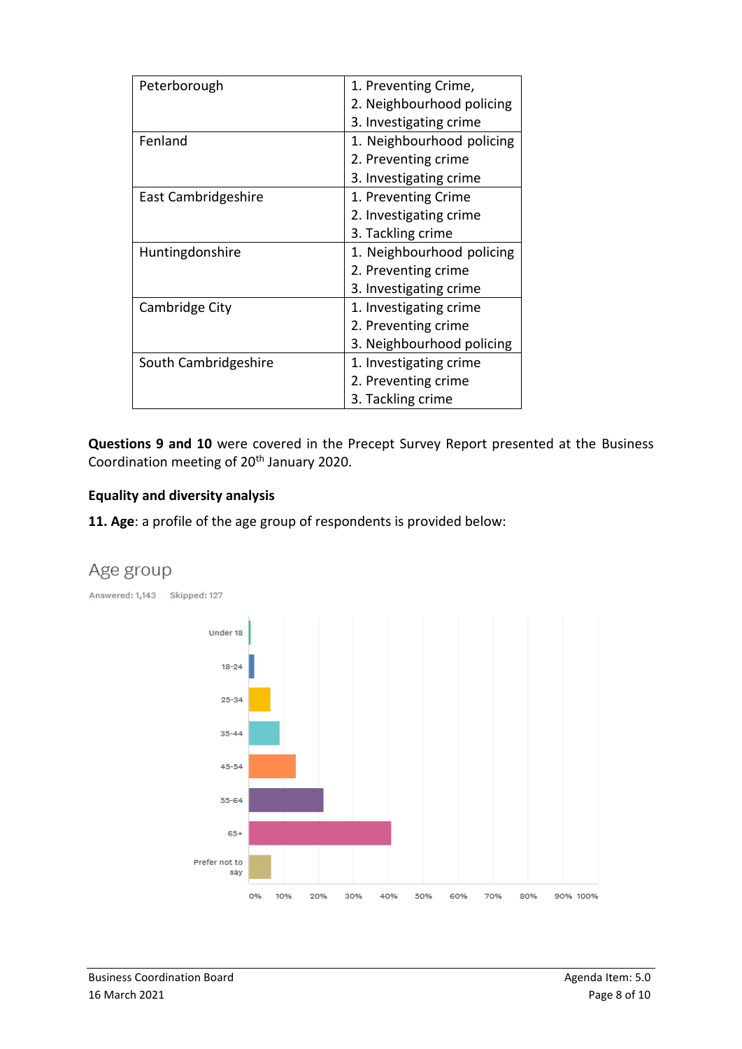| Peterborough | 1. Preventing Crime,<br>2. Neighbourhood policing<br>3. Investigating crime |
|---|---|
| Fenland | 1. Neighbourhood policing<br>2. Preventing crime<br>3. Investigating crime |
| East Cambridgeshire | 1. Preventing Crime<br>2. Investigating crime<br>3. Tackling crime |
| Huntingdonshire | 1. Neighbourhood policing<br>2. Preventing crime<br>3. Investigating crime |
| Cambridge City | 1. Investigating crime<br>2. Preventing crime<br>3. Neighbourhood policing |
| South Cambridgeshire | 1. Investigating crime<br>2. Preventing crime<br>3. Tackling crime |

**Questions 9 and 10** were covered in the Precept Survey Report presented at the Business Coordination meeting of 20th January 2020.

**Equality and diversity analysis**

**11. Age**: a profile of the age group of respondents is provided below:

Age group

Answered: 1,143 Skipped: 127

Under 18

18-24

25-34

35-44

45-54

55-64

65+

Prefer not to say

0% 10% 20% 30% 40% 50% 60% 70% 80% 90% 100%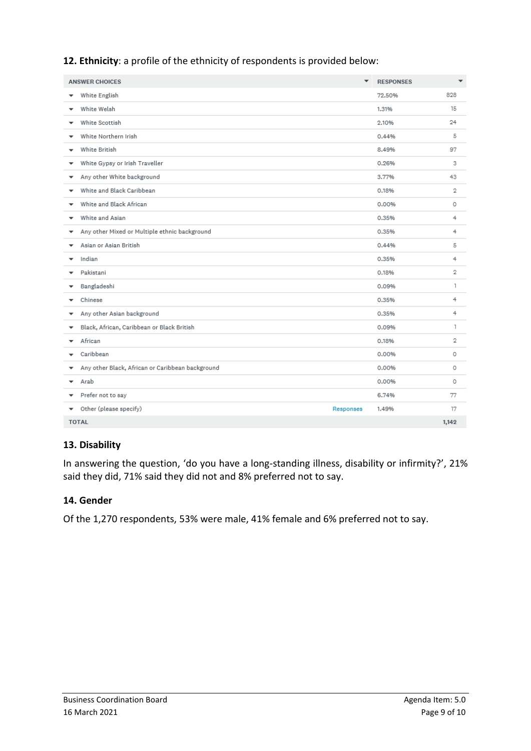**12. Ethnicity**: a profile of the ethnicity of respondents is provided below:

| ANSWER CHOICES | RESPONSES | |
|---|---|---|
| White English | 72.50% | 828 |
| White Welsh | 1.31% | 15 |
| White Scottish | 2.10% | 24 |
| White Northern Irish | 0.44% | 5 |
| White British | 8.49% | 97 |
| White Gypsy or Irish Traveller | 0.26% | 3 |
| Any other White background | 3.77% | 43 |
| White and Black Caribbean | 0.18% | 2 |
| White and Black African | 0.00% | 0 |
| White and Asian | 0.35% | 4 |
| Any other Mixed or Multiple ethnic background | 0.35% | 4 |
| Asian or Asian British | 0.44% | 5 |
| Indian | 0.35% | 4 |
| Pakistani | 0.18% | 2 |
| Bangladeshi | 0.09% | 1 |
| Chinese | 0.35% | 4 |
| Any other Asian background | 0.35% | 4 |
| Black, African, Caribbean or Black British | 0.09% | 1 |
| African | 0.18% | 2 |
| Caribbean | 0.00% | 0 |
| Any other Black, African or Caribbean background | 0.00% | 0 |
| Arab | 0.00% | 0 |
| Prefer not to say | 6.74% | 77 |
| Other (please specify) Responses | 1.49% | 17 |
| TOTAL | | 1,142 |

### 13. Disability

In answering the question, 'do you have a long-standing illness, disability or infirmity?', 21% said they did, 71% said they did not and 8% preferred not to say.

### 14. Gender

Of the 1,270 respondents, 53% were male, 41% female and 6% preferred not to say.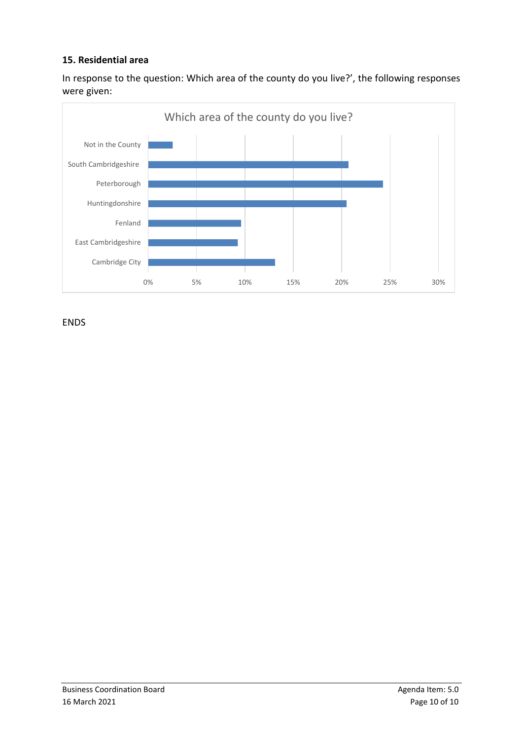**15. Residential area**

In response to the question: Which area of the county do you live?', the following responses were given:

Which area of the county do you live?

Not in the County
South Cambridgeshire
Peterborough
Huntingdonshire
Fenland
East Cambridgeshire
Cambridge City

0%
5%
10%
15%
20%
25%
30%

ENDS